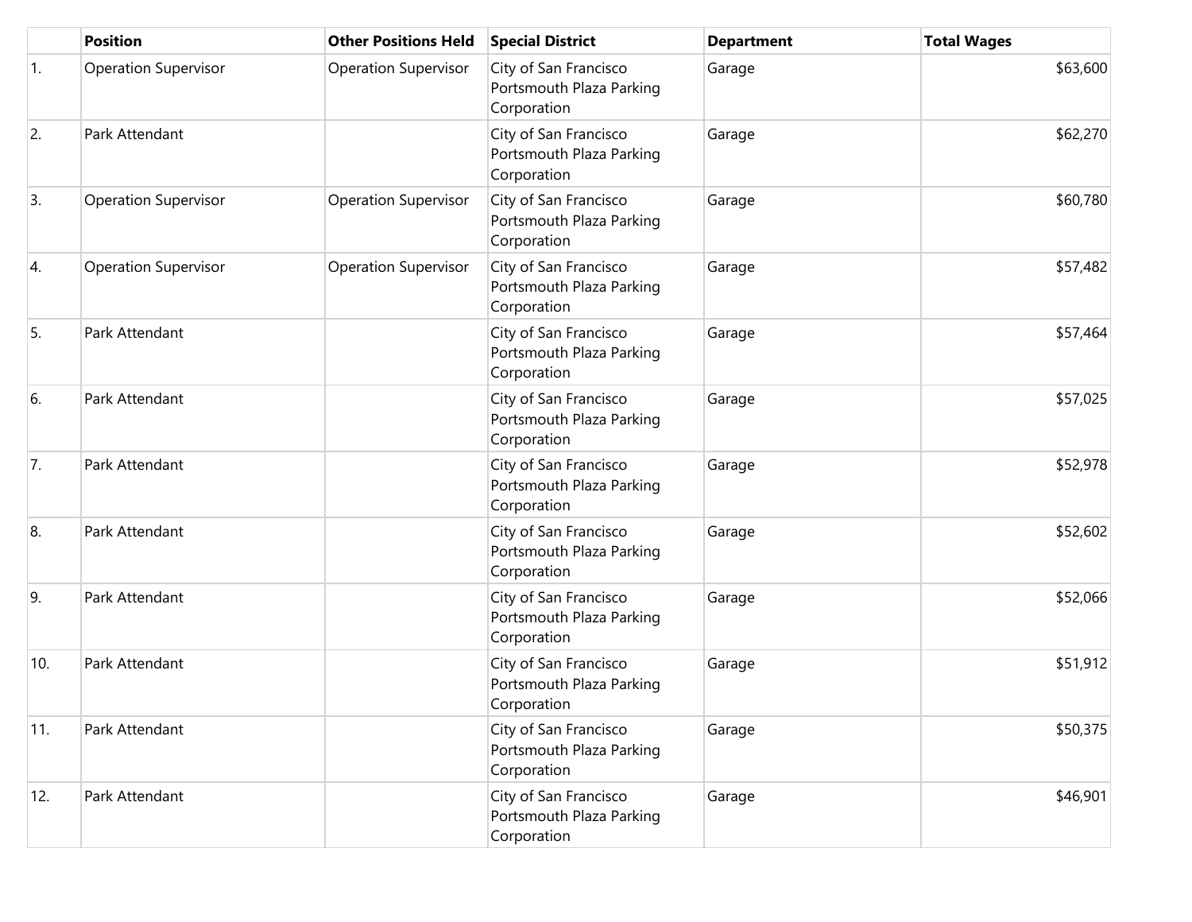| | Position | Other Positions Held | Special District | Department | Total Wages |
|---|---|---|---|---|---|
| 1. | Operation Supervisor | Operation Supervisor | City of San Francisco Portsmouth Plaza Parking Corporation | Garage | $63,600 |
| 2. | Park Attendant | | City of San Francisco Portsmouth Plaza Parking Corporation | Garage | $62,270 |
| 3. | Operation Supervisor | Operation Supervisor | City of San Francisco Portsmouth Plaza Parking Corporation | Garage | $60,780 |
| 4. | Operation Supervisor | Operation Supervisor | City of San Francisco Portsmouth Plaza Parking Corporation | Garage | $57,482 |
| 5. | Park Attendant | | City of San Francisco Portsmouth Plaza Parking Corporation | Garage | $57,464 |
| 6. | Park Attendant | | City of San Francisco Portsmouth Plaza Parking Corporation | Garage | $57,025 |
| 7. | Park Attendant | | City of San Francisco Portsmouth Plaza Parking Corporation | Garage | $52,978 |
| 8. | Park Attendant | | City of San Francisco Portsmouth Plaza Parking Corporation | Garage | $52,602 |
| 9. | Park Attendant | | City of San Francisco Portsmouth Plaza Parking Corporation | Garage | $52,066 |
| 10. | Park Attendant | | City of San Francisco Portsmouth Plaza Parking Corporation | Garage | $51,912 |
| 11. | Park Attendant | | City of San Francisco Portsmouth Plaza Parking Corporation | Garage | $50,375 |
| 12. | Park Attendant | | City of San Francisco Portsmouth Plaza Parking Corporation | Garage | $46,901 |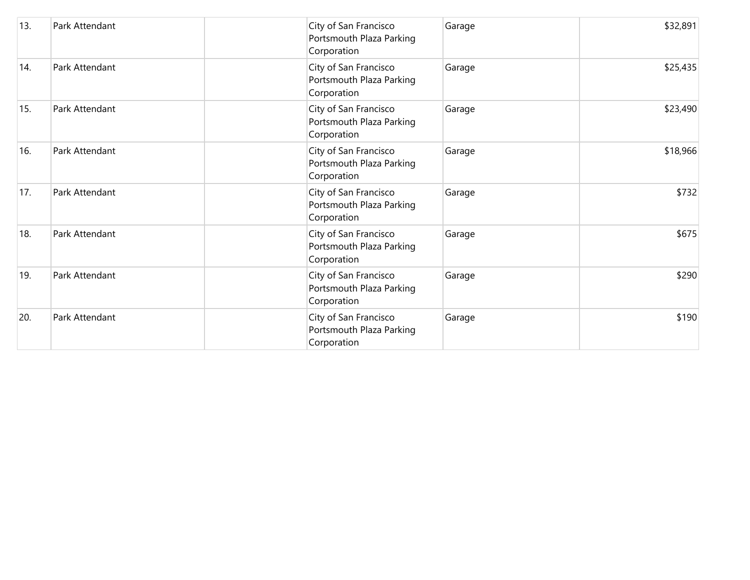| | | | | | |
|---|---|---|---|---|---|
| 13. | Park Attendant | | City of San Francisco Portsmouth Plaza Parking Corporation | Garage | $32,891 |
| 14. | Park Attendant | | City of San Francisco Portsmouth Plaza Parking Corporation | Garage | $25,435 |
| 15. | Park Attendant | | City of San Francisco Portsmouth Plaza Parking Corporation | Garage | $23,490 |
| 16. | Park Attendant | | City of San Francisco Portsmouth Plaza Parking Corporation | Garage | $18,966 |
| 17. | Park Attendant | | City of San Francisco Portsmouth Plaza Parking Corporation | Garage | $732 |
| 18. | Park Attendant | | City of San Francisco Portsmouth Plaza Parking Corporation | Garage | $675 |
| 19. | Park Attendant | | City of San Francisco Portsmouth Plaza Parking Corporation | Garage | $290 |
| 20. | Park Attendant | | City of San Francisco Portsmouth Plaza Parking Corporation | Garage | $190 |